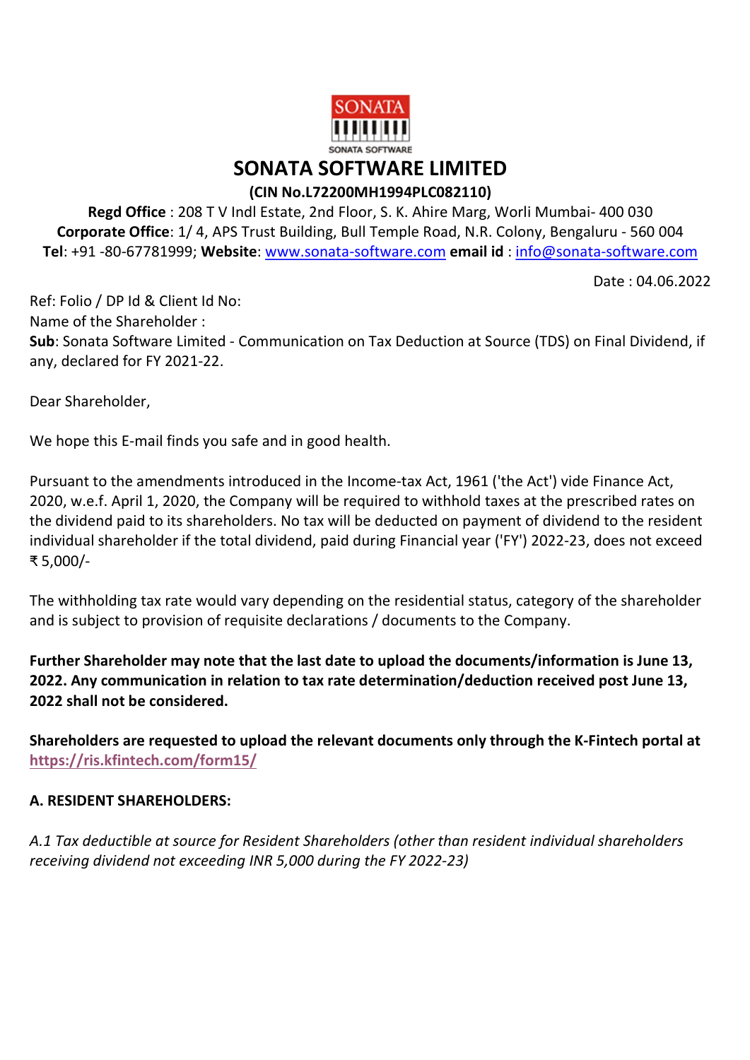# SONATA SOFTWARE LIMITED

**(CIN No.L72200MH1994PLC082110)**

**Regd Office** : 208 T V Indl Estate, 2nd Floor, S. K. Ahire Marg, Worli Mumbai- 400 030
**Corporate Office**: 1/ 4, APS Trust Building, Bull Temple Road, N.R. Colony, Bengaluru - 560 004
**Tel**: +91 -80-67781999; **Website**: www.sonata-software.com **email id** : info@sonata-software.com

Date : 04.06.2022

Ref: Folio / DP Id & Client Id No:
Name of the Shareholder :
**Sub**: Sonata Software Limited - Communication on Tax Deduction at Source (TDS) on Final Dividend, if any, declared for FY 2021-22.

Dear Shareholder,

We hope this E-mail finds you safe and in good health.

Pursuant to the amendments introduced in the Income-tax Act, 1961 ('the Act') vide Finance Act, 2020, w.e.f. April 1, 2020, the Company will be required to withhold taxes at the prescribed rates on the dividend paid to its shareholders. No tax will be deducted on payment of dividend to the resident individual shareholder if the total dividend, paid during Financial year ('FY') 2022-23, does not exceed ₹ 5,000/-

The withholding tax rate would vary depending on the residential status, category of the shareholder and is subject to provision of requisite declarations / documents to the Company.

**Further Shareholder may note that the last date to upload the documents/information is June 13, 2022. Any communication in relation to tax rate determination/deduction received post June 13, 2022 shall not be considered.**

**Shareholders are requested to upload the relevant documents only through the K-Fintech portal at https://ris.kfintech.com/form15/**

**A. RESIDENT SHAREHOLDERS:**

*A.1 Tax deductible at source for Resident Shareholders (other than resident individual shareholders receiving dividend not exceeding INR 5,000 during the FY 2022-23)*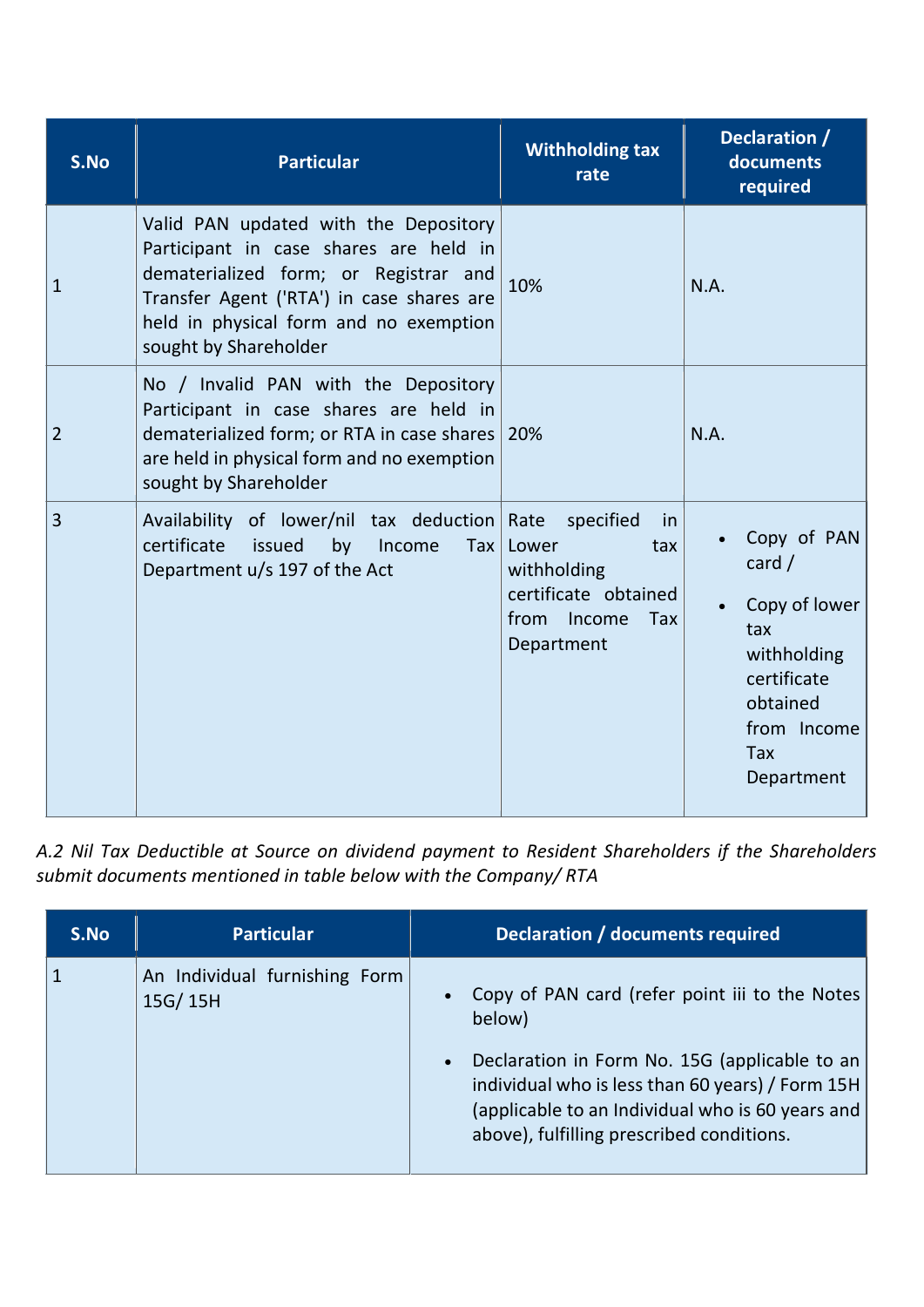| S.No | Particular | Withholding tax rate | Declaration / documents required |
|---|---|---|---|
| 1 | Valid PAN updated with the Depository Participant in case shares are held in dematerialized form; or Registrar and Transfer Agent ('RTA') in case shares are held in physical form and no exemption sought by Shareholder | 10% | N.A. |
| 2 | No / Invalid PAN with the Depository Participant in case shares are held in dematerialized form; or RTA in case shares are held in physical form and no exemption sought by Shareholder | 20% | N.A. |
| 3 | Availability of lower/nil tax deduction certificate issued by Income Tax Department u/s 197 of the Act | Rate specified in Lower tax withholding certificate obtained from Income Tax Department | • Copy of PAN card / <br> • Copy of lower tax withholding certificate obtained from Income Tax Department |

*A.2 Nil Tax Deductible at Source on dividend payment to Resident Shareholders if the Shareholders submit documents mentioned in table below with the Company/ RTA*

| S.No | Particular | Declaration / documents required |
|---|---|---|
| 1 | An Individual furnishing Form 15G/ 15H | • Copy of PAN card (refer point iii to the Notes below) <br> • Declaration in Form No. 15G (applicable to an individual who is less than 60 years) / Form 15H (applicable to an Individual who is 60 years and above), fulfilling prescribed conditions. |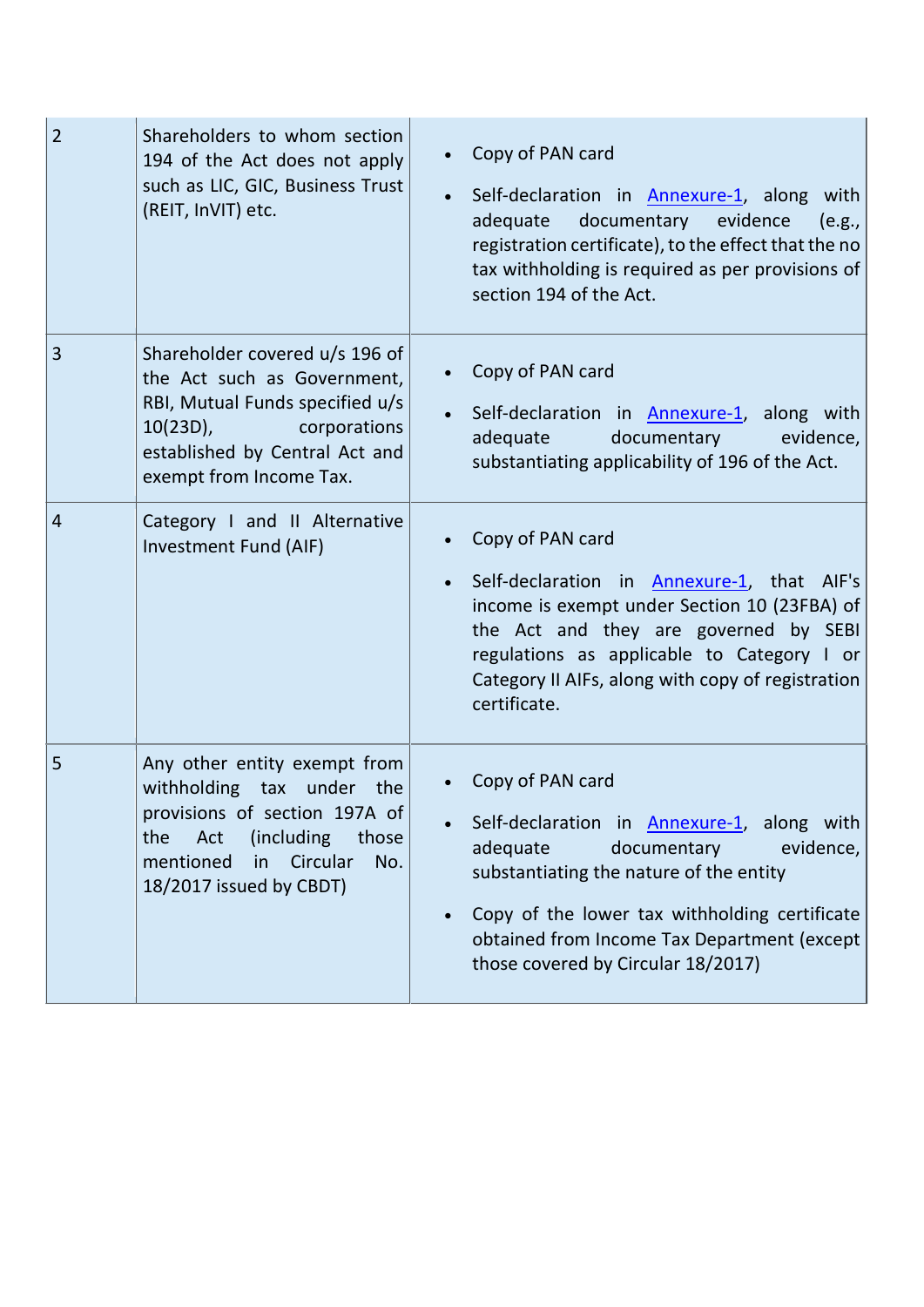| | | |
|---|---|---|
| 2 | Shareholders to whom section 194 of the Act does not apply such as LIC, GIC, Business Trust (REIT, InVIT) etc. | • Copy of PAN card<br>• Self-declaration in Annexure-1, along with adequate documentary evidence (e.g., registration certificate), to the effect that the no tax withholding is required as per provisions of section 194 of the Act. |
| 3 | Shareholder covered u/s 196 of the Act such as Government, RBI, Mutual Funds specified u/s 10(23D), corporations established by Central Act and exempt from Income Tax. | • Copy of PAN card<br>• Self-declaration in Annexure-1, along with adequate documentary evidence, substantiating applicability of 196 of the Act. |
| 4 | Category I and II Alternative Investment Fund (AIF) | • Copy of PAN card<br>• Self-declaration in Annexure-1, that AIF's income is exempt under Section 10 (23FBA) of the Act and they are governed by SEBI regulations as applicable to Category I or Category II AIFs, along with copy of registration certificate. |
| 5 | Any other entity exempt from withholding tax under the provisions of section 197A of the Act (including those mentioned in Circular No. 18/2017 issued by CBDT) | • Copy of PAN card<br>• Self-declaration in Annexure-1, along with adequate documentary evidence, substantiating the nature of the entity<br>• Copy of the lower tax withholding certificate obtained from Income Tax Department (except those covered by Circular 18/2017) |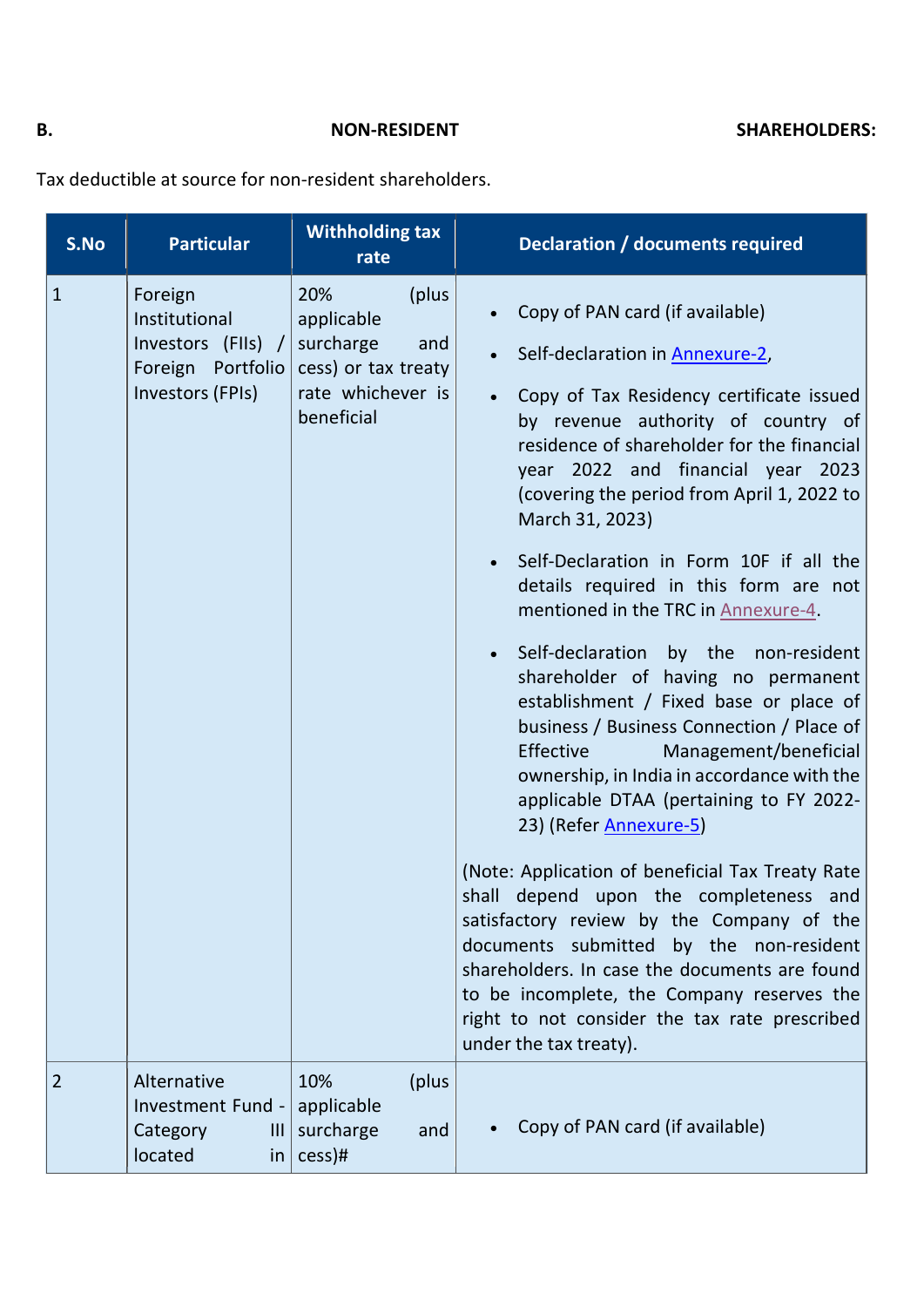**B. NON-RESIDENT SHAREHOLDERS:**

Tax deductible at source for non-resident shareholders.

| S.No | Particular | Withholding tax rate | Declaration / documents required |
|---|---|---|---|
| 1 | Foreign Institutional Investors (FIIs) / Foreign Portfolio Investors (FPIs) | 20% (plus applicable surcharge and cess) or tax treaty rate whichever is beneficial | • Copy of PAN card (if available)<br>• Self-declaration in Annexure-2,<br>• Copy of Tax Residency certificate issued by revenue authority of country of residence of shareholder for the financial year 2022 and financial year 2023 (covering the period from April 1, 2022 to March 31, 2023)<br>• Self-Declaration in Form 10F if all the details required in this form are not mentioned in the TRC in Annexure-4.<br>• Self-declaration by the non-resident shareholder of having no permanent establishment / Fixed base or place of business / Business Connection / Place of Effective Management/beneficial ownership, in India in accordance with the applicable DTAA (pertaining to FY 2022-23) (Refer Annexure-5)<br><br>(Note: Application of beneficial Tax Treaty Rate shall depend upon the completeness and satisfactory review by the Company of the documents submitted by the non-resident shareholders. In case the documents are found to be incomplete, the Company reserves the right to not consider the tax rate prescribed under the tax treaty). |
| 2 | Alternative Investment Fund - Category III located in | 10% (plus applicable surcharge and cess)# | • Copy of PAN card (if available) |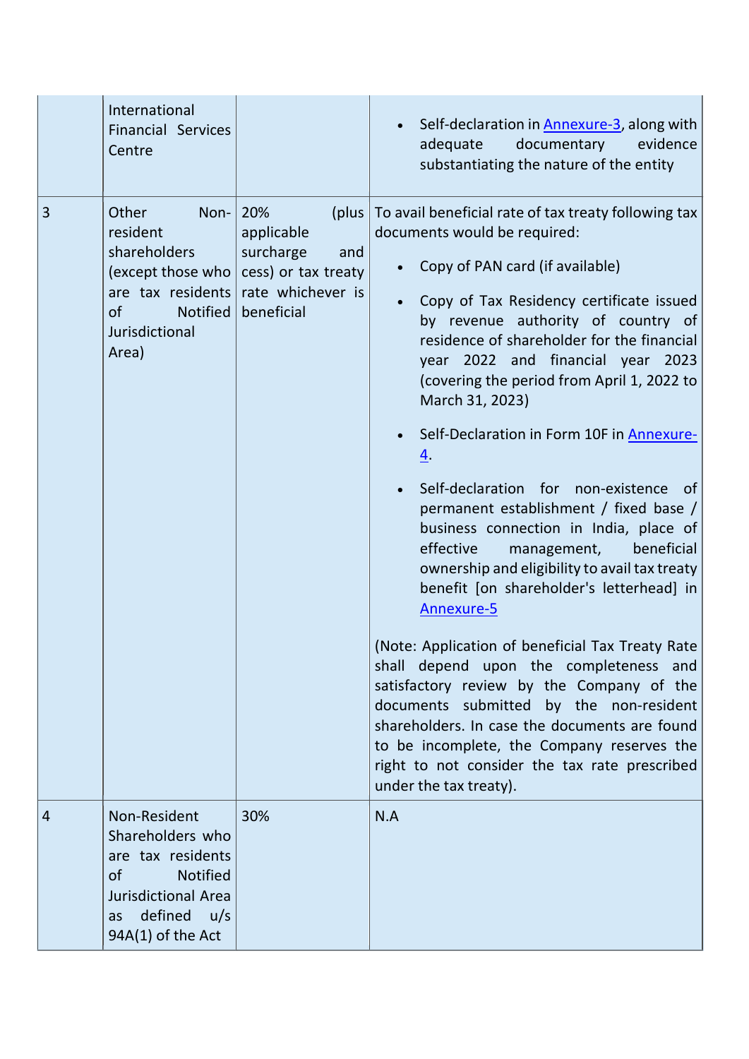| | | | |
|---|---|---|---|
| | International Financial Services Centre | | • Self-declaration in Annexure-3, along with adequate documentary evidence substantiating the nature of the entity |
| 3 | Other Non-resident shareholders (except those who are tax residents of Notified Jurisdictional Area) | 20% (plus applicable surcharge and cess) or tax treaty rate whichever is beneficial | To avail beneficial rate of tax treaty following tax documents would be required:<br><br>• Copy of PAN card (if available)<br><br>• Copy of Tax Residency certificate issued by revenue authority of country of residence of shareholder for the financial year 2022 and financial year 2023 (covering the period from April 1, 2022 to March 31, 2023)<br><br>• Self-Declaration in Form 10F in Annexure-4.<br><br>• Self-declaration for non-existence of permanent establishment / fixed base / business connection in India, place of effective management, beneficial ownership and eligibility to avail tax treaty benefit [on shareholder's letterhead] in Annexure-5<br><br>(Note: Application of beneficial Tax Treaty Rate shall depend upon the completeness and satisfactory review by the Company of the documents submitted by the non-resident shareholders. In case the documents are found to be incomplete, the Company reserves the right to not consider the tax rate prescribed under the tax treaty). |
| 4 | Non-Resident Shareholders who are tax residents of Notified Jurisdictional Area as defined u/s 94A(1) of the Act | 30% | N.A |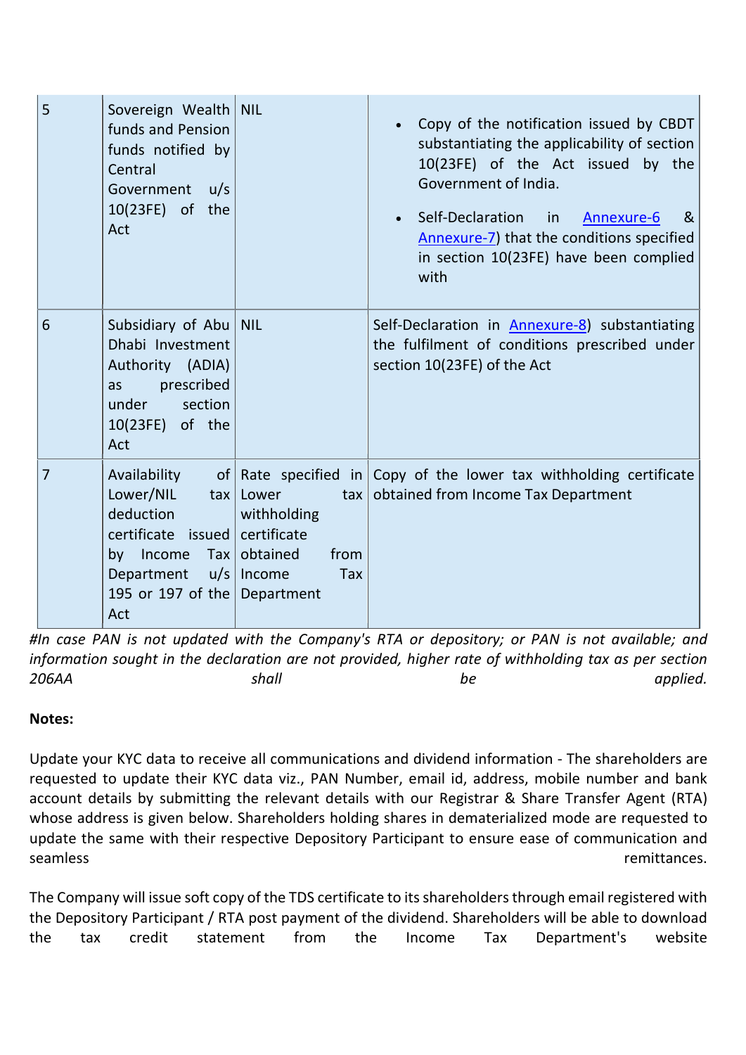| | | | |
|---|---|---|---|
| 5 | Sovereign Wealth funds and Pension funds notified by Central Government u/s 10(23FE) of the Act | NIL | • Copy of the notification issued by CBDT substantiating the applicability of section 10(23FE) of the Act issued by the Government of India.<br>• Self-Declaration in Annexure-6 & Annexure-7) that the conditions specified in section 10(23FE) have been complied with |
| 6 | Subsidiary of Abu Dhabi Investment Authority (ADIA) as prescribed under section 10(23FE) of the Act | NIL | Self-Declaration in Annexure-8) substantiating the fulfilment of conditions prescribed under section 10(23FE) of the Act |
| 7 | Availability of Lower/NIL tax deduction certificate issued by Income Tax Department u/s 195 or 197 of the Act | Rate specified in Lower tax withholding certificate obtained from Income Tax Department | Copy of the lower tax withholding certificate obtained from Income Tax Department |

*#In case PAN is not updated with the Company's RTA or depository; or PAN is not available; and information sought in the declaration are not provided, higher rate of withholding tax as per section 206AA shall be applied.*

**Notes:**

Update your KYC data to receive all communications and dividend information - The shareholders are requested to update their KYC data viz., PAN Number, email id, address, mobile number and bank account details by submitting the relevant details with our Registrar & Share Transfer Agent (RTA) whose address is given below. Shareholders holding shares in dematerialized mode are requested to update the same with their respective Depository Participant to ensure ease of communication and seamless remittances.

The Company will issue soft copy of the TDS certificate to its shareholders through email registered with the Depository Participant / RTA post payment of the dividend. Shareholders will be able to download the tax credit statement from the Income Tax Department's website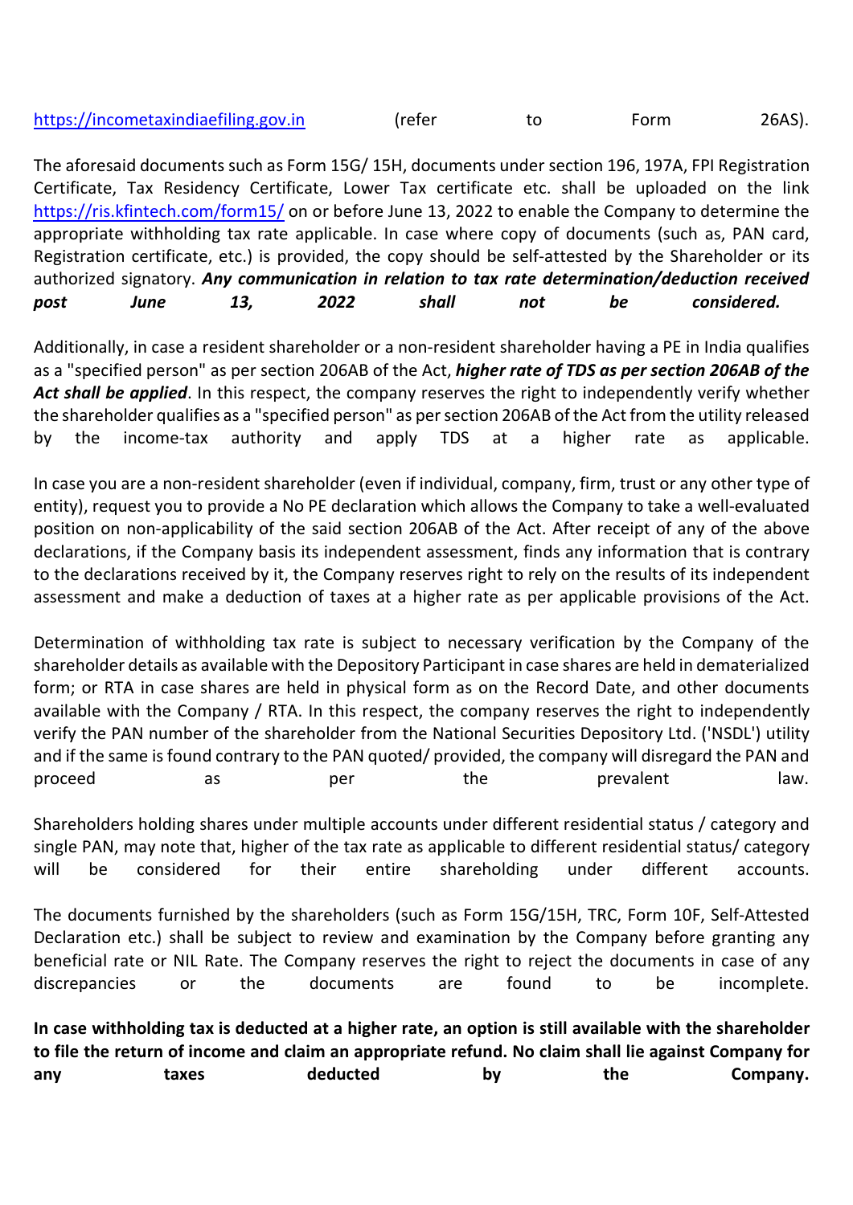https://incometaxindiaefiling.gov.in (refer to Form 26AS).

The aforesaid documents such as Form 15G/ 15H, documents under section 196, 197A, FPI Registration Certificate, Tax Residency Certificate, Lower Tax certificate etc. shall be uploaded on the link https://ris.kfintech.com/form15/ on or before June 13, 2022 to enable the Company to determine the appropriate withholding tax rate applicable. In case where copy of documents (such as, PAN card, Registration certificate, etc.) is provided, the copy should be self-attested by the Shareholder or its authorized signatory. ***Any communication in relation to tax rate determination/deduction received post June 13, 2022 shall not be considered.***

Additionally, in case a resident shareholder or a non-resident shareholder having a PE in India qualifies as a "specified person" as per section 206AB of the Act, ***higher rate of TDS as per section 206AB of the Act shall be applied***. In this respect, the company reserves the right to independently verify whether the shareholder qualifies as a "specified person" as per section 206AB of the Act from the utility released by the income-tax authority and apply TDS at a higher rate as applicable.

In case you are a non-resident shareholder (even if individual, company, firm, trust or any other type of entity), request you to provide a No PE declaration which allows the Company to take a well-evaluated position on non-applicability of the said section 206AB of the Act. After receipt of any of the above declarations, if the Company basis its independent assessment, finds any information that is contrary to the declarations received by it, the Company reserves right to rely on the results of its independent assessment and make a deduction of taxes at a higher rate as per applicable provisions of the Act.

Determination of withholding tax rate is subject to necessary verification by the Company of the shareholder details as available with the Depository Participant in case shares are held in dematerialized form; or RTA in case shares are held in physical form as on the Record Date, and other documents available with the Company / RTA. In this respect, the company reserves the right to independently verify the PAN number of the shareholder from the National Securities Depository Ltd. ('NSDL') utility and if the same is found contrary to the PAN quoted/ provided, the company will disregard the PAN and proceed as per the prevalent law.

Shareholders holding shares under multiple accounts under different residential status / category and single PAN, may note that, higher of the tax rate as applicable to different residential status/ category will be considered for their entire shareholding under different accounts.

The documents furnished by the shareholders (such as Form 15G/15H, TRC, Form 10F, Self-Attested Declaration etc.) shall be subject to review and examination by the Company before granting any beneficial rate or NIL Rate. The Company reserves the right to reject the documents in case of any discrepancies or the documents are found to be incomplete.

**In case withholding tax is deducted at a higher rate, an option is still available with the shareholder to file the return of income and claim an appropriate refund. No claim shall lie against Company for any taxes deducted by the Company.**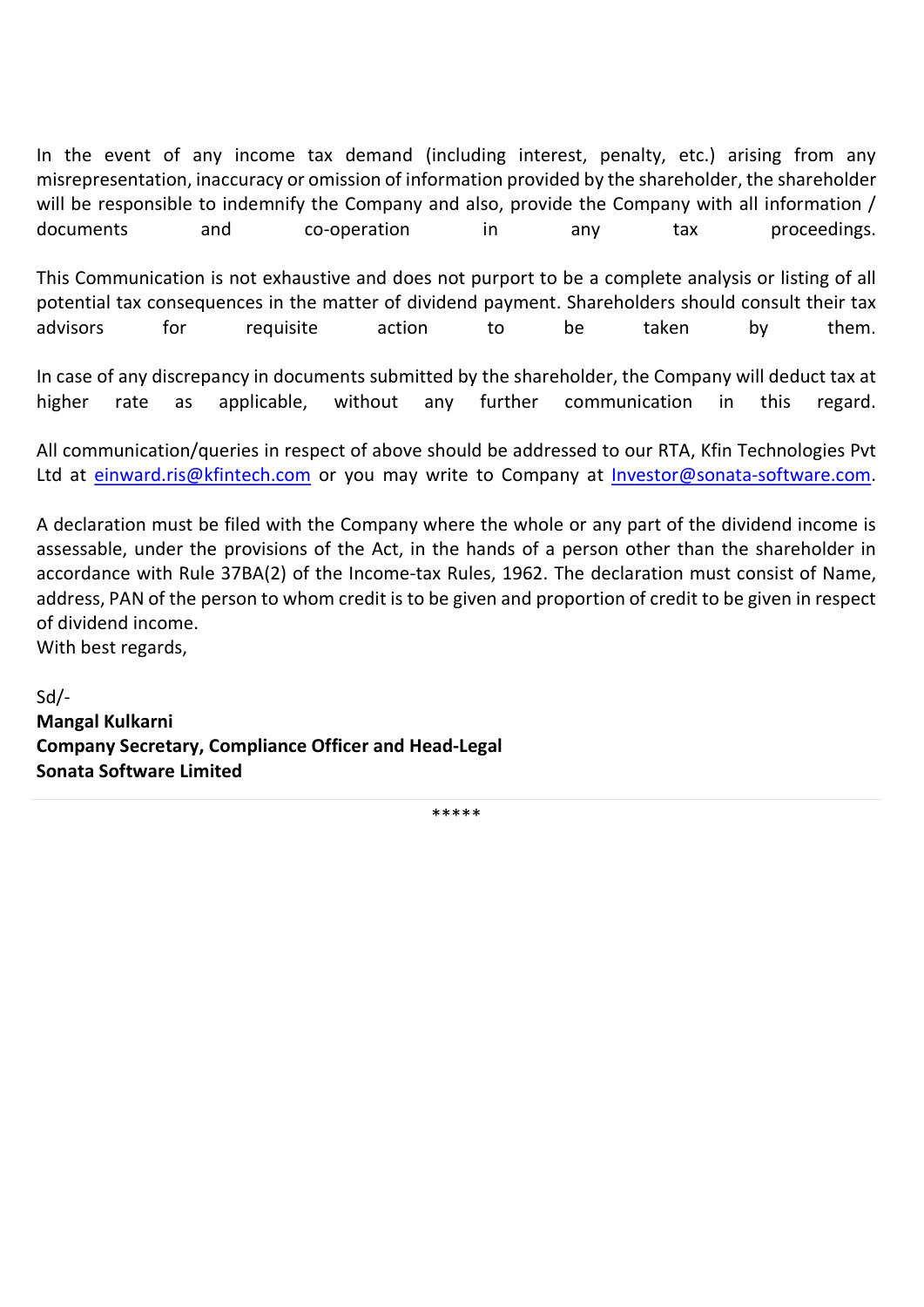In the event of any income tax demand (including interest, penalty, etc.) arising from any misrepresentation, inaccuracy or omission of information provided by the shareholder, the shareholder will be responsible to indemnify the Company and also, provide the Company with all information / documents and co-operation in any tax proceedings.

This Communication is not exhaustive and does not purport to be a complete analysis or listing of all potential tax consequences in the matter of dividend payment. Shareholders should consult their tax advisors for requisite action to be taken by them.

In case of any discrepancy in documents submitted by the shareholder, the Company will deduct tax at higher rate as applicable, without any further communication in this regard.

All communication/queries in respect of above should be addressed to our RTA, Kfin Technologies Pvt Ltd at einward.ris@kfintech.com or you may write to Company at Investor@sonata-software.com.

A declaration must be filed with the Company where the whole or any part of the dividend income is assessable, under the provisions of the Act, in the hands of a person other than the shareholder in accordance with Rule 37BA(2) of the Income-tax Rules, 1962. The declaration must consist of Name, address, PAN of the person to whom credit is to be given and proportion of credit to be given in respect of dividend income.

With best regards,

Sd/-

**Mangal Kulkarni**

**Company Secretary, Compliance Officer and Head-Legal**

**Sonata Software Limited**

*****